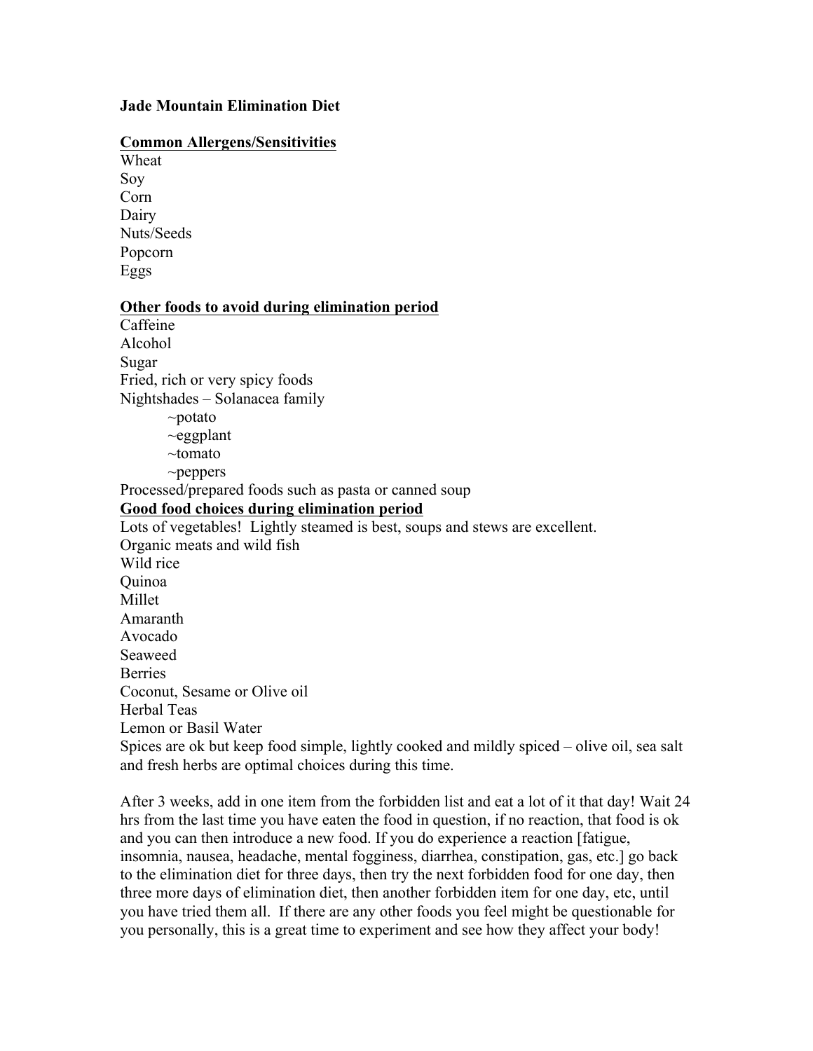**Jade Mountain Elimination Diet**

**Common Allergens/Sensitivities**

Wheat
Soy
Corn
Dairy
Nuts/Seeds
Popcorn
Eggs

**Other foods to avoid during elimination period**

Caffeine
Alcohol
Sugar
Fried, rich or very spicy foods
Nightshades – Solanacea family
- ~potato
- ~eggplant
- ~tomato
- ~peppers

Processed/prepared foods such as pasta or canned soup

**Good food choices during elimination period**

Lots of vegetables! Lightly steamed is best, soups and stews are excellent.
Organic meats and wild fish
Wild rice
Quinoa
Millet
Amaranth
Avocado
Seaweed
Berries
Coconut, Sesame or Olive oil
Herbal Teas
Lemon or Basil Water
Spices are ok but keep food simple, lightly cooked and mildly spiced – olive oil, sea salt and fresh herbs are optimal choices during this time.

After 3 weeks, add in one item from the forbidden list and eat a lot of it that day! Wait 24 hrs from the last time you have eaten the food in question, if no reaction, that food is ok and you can then introduce a new food. If you do experience a reaction [fatigue, insomnia, nausea, headache, mental fogginess, diarrhea, constipation, gas, etc.] go back to the elimination diet for three days, then try the next forbidden food for one day, then three more days of elimination diet, then another forbidden item for one day, etc, until you have tried them all. If there are any other foods you feel might be questionable for you personally, this is a great time to experiment and see how they affect your body!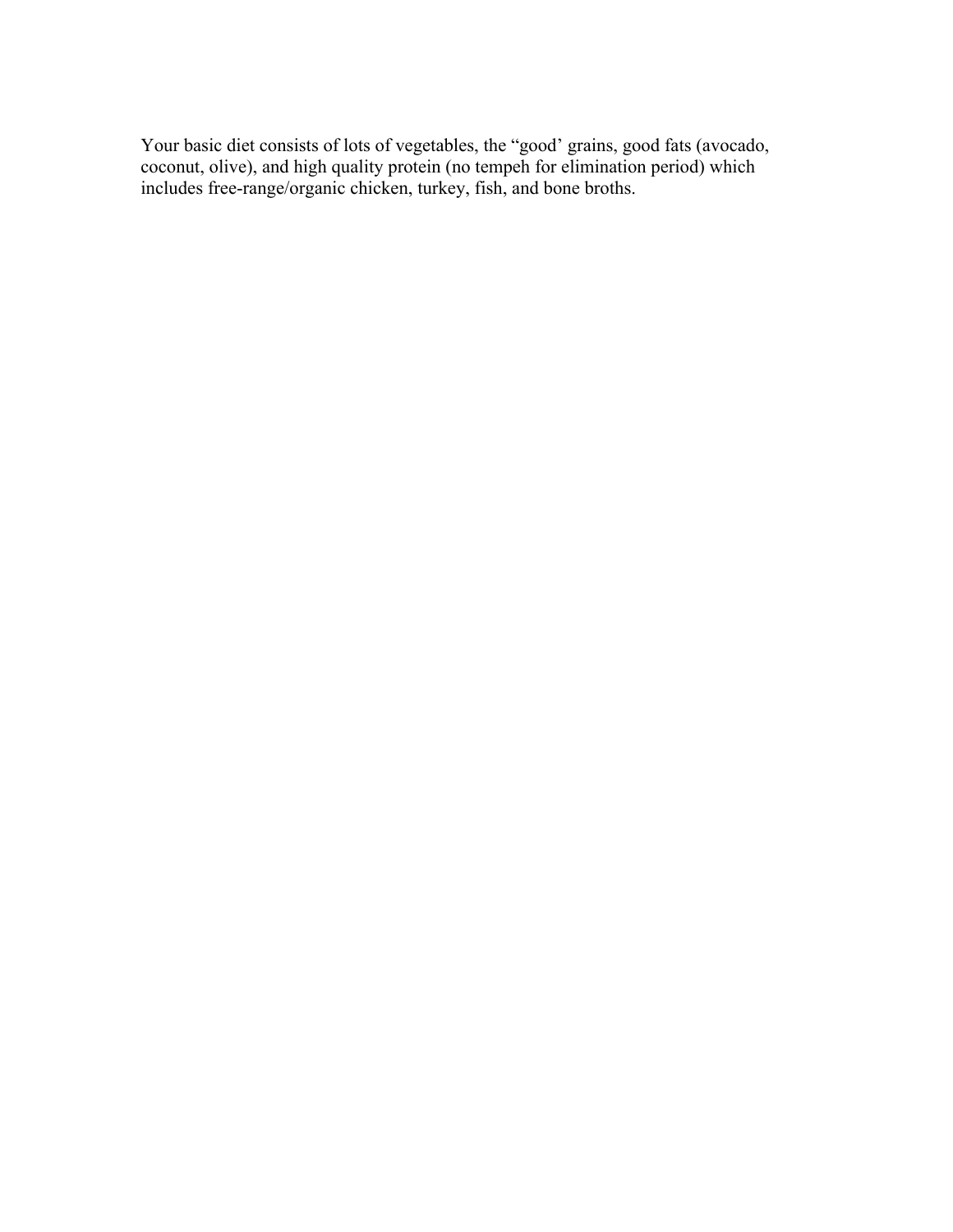Your basic diet consists of lots of vegetables, the "good' grains, good fats (avocado, coconut, olive), and high quality protein (no tempeh for elimination period) which includes free-range/organic chicken, turkey, fish, and bone broths.